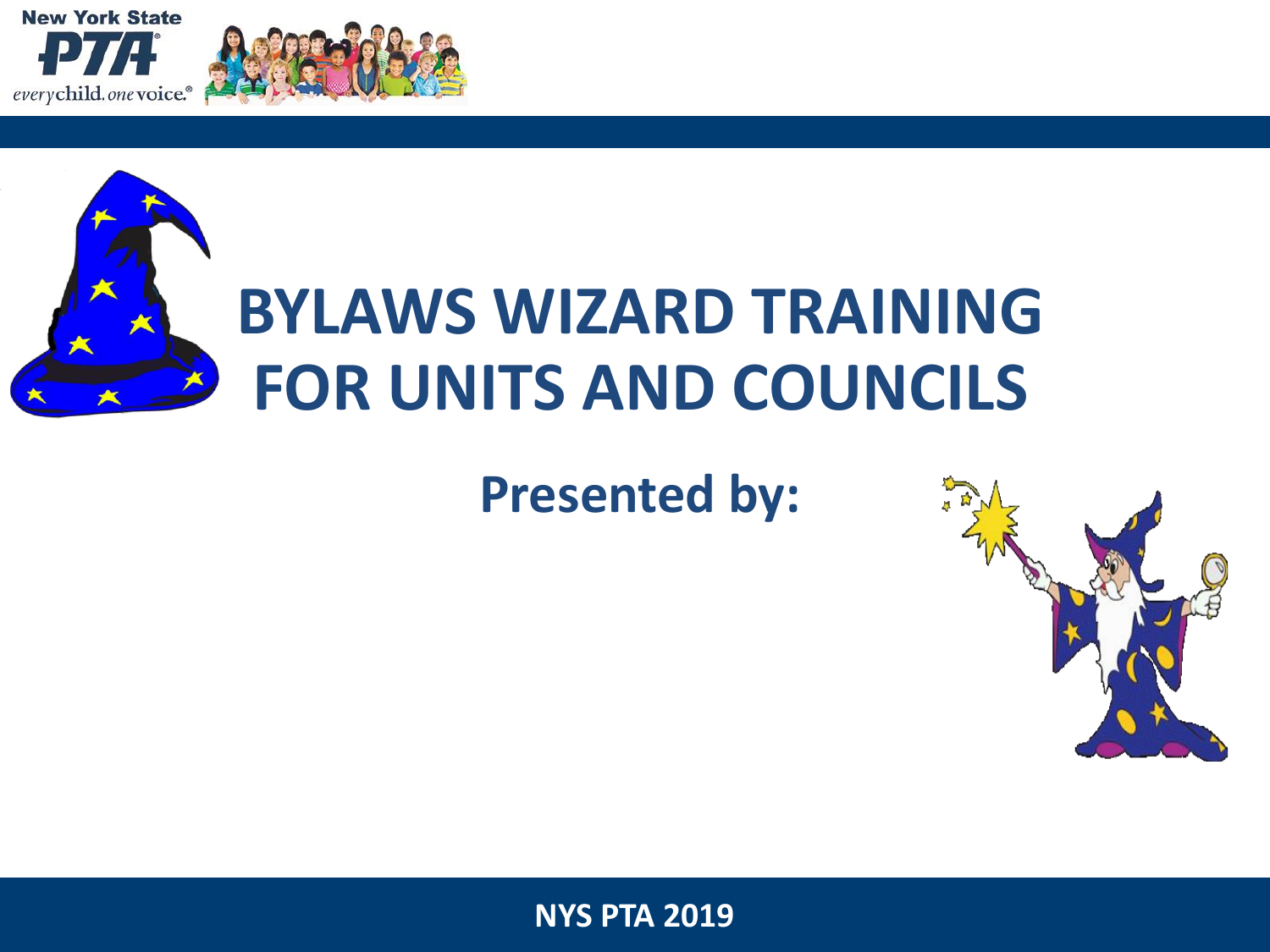New York State PTA

everychild. onevoice.

# BYLAWS WIZARD TRAINING FOR UNITS AND COUNCILS

## Presented by:

NYS PTA 2019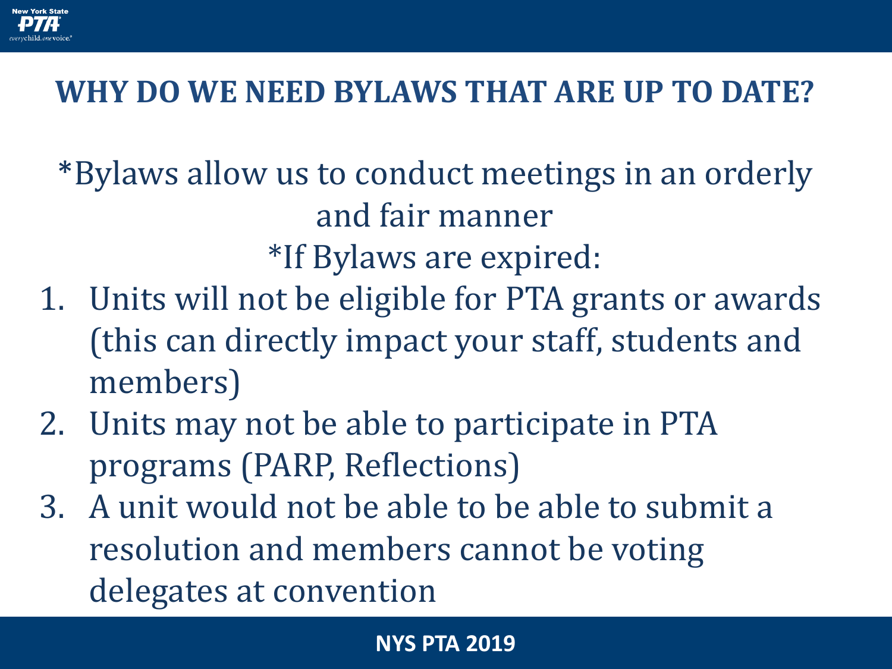# WHY DO WE NEED BYLAWS THAT ARE UP TO DATE?

*Bylaws allow us to conduct meetings in an orderly and fair manner

*If Bylaws are expired:

1. Units will not be eligible for PTA grants or awards (this can directly impact your staff, students and members)
2. Units may not be able to participate in PTA programs (PARP, Reflections)
3. A unit would not be able to be able to submit a resolution and members cannot be voting delegates at convention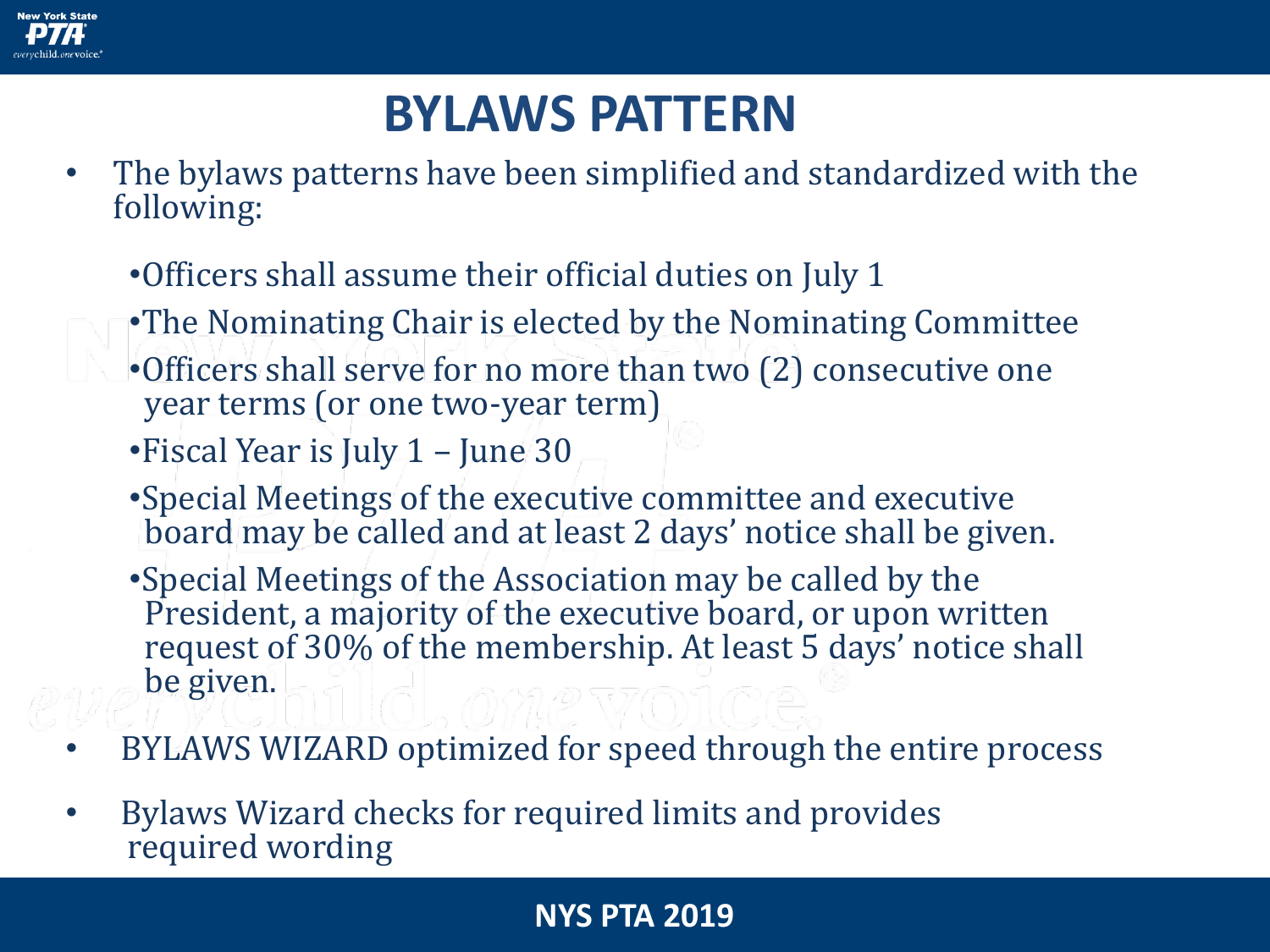# BYLAWS PATTERN

- The bylaws patterns have been simplified and standardized with the following:
  - Officers shall assume their official duties on July 1
  - The Nominating Chair is elected by the Nominating Committee
  - Officers shall serve for no more than two (2) consecutive one year terms (or one two-year term)
  - Fiscal Year is July 1 – June 30
  - Special Meetings of the executive committee and executive board may be called and at least 2 days' notice shall be given.
  - Special Meetings of the Association may be called by the President, a majority of the executive board, or upon written request of 30% of the membership. At least 5 days' notice shall be given.
- BYLAWS WIZARD optimized for speed through the entire process
- Bylaws Wizard checks for required limits and provides required wording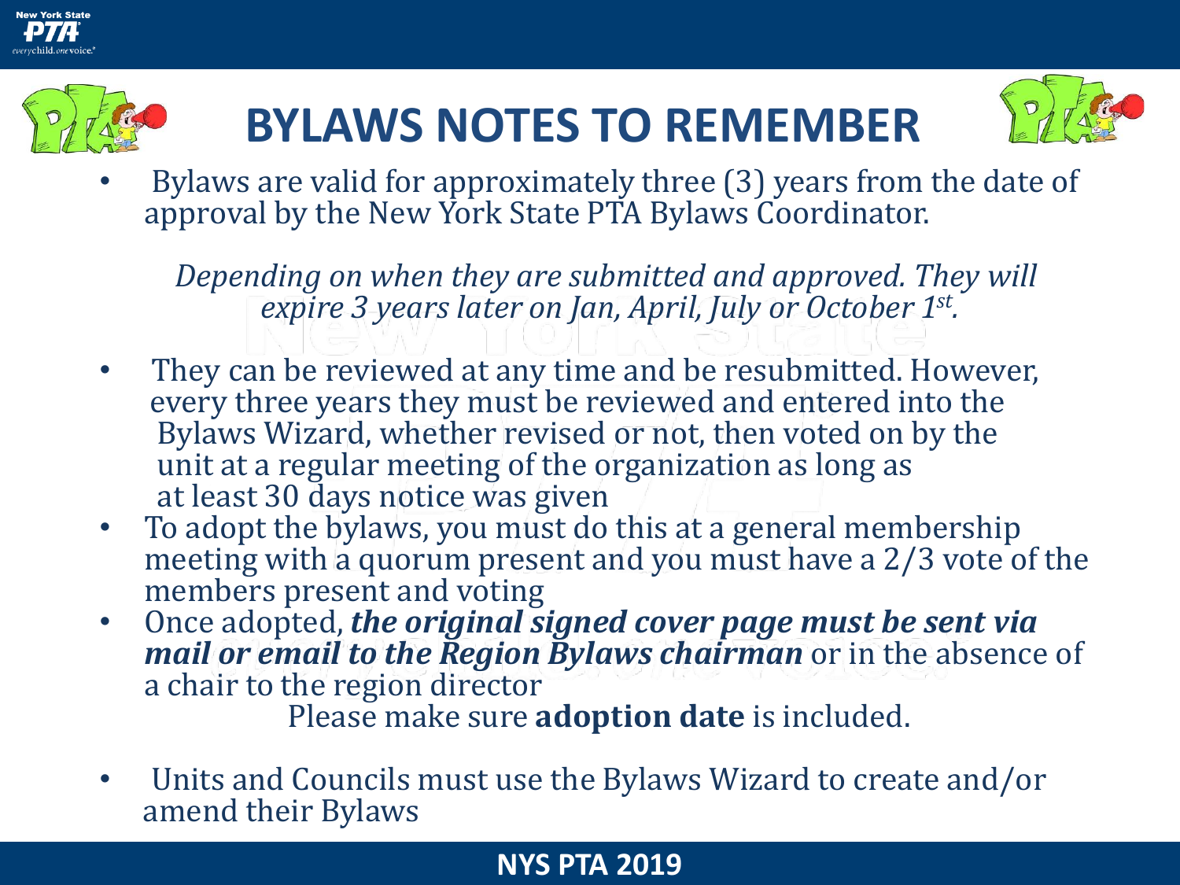# BYLAWS NOTES TO REMEMBER

- Bylaws are valid for approximately three (3) years from the date of approval by the New York State PTA Bylaws Coordinator.

  *Depending on when they are submitted and approved. They will expire 3 years later on Jan, April, July or October 1st.*

- They can be reviewed at any time and be resubmitted. However, every three years they must be reviewed and entered into the Bylaws Wizard, whether revised or not, then voted on by the unit at a regular meeting of the organization as long as at least 30 days notice was given
- To adopt the bylaws, you must do this at a general membership meeting with a quorum present and you must have a 2/3 vote of the members present and voting
- Once adopted, ***the original signed cover page must be sent via mail or email to the Region Bylaws chairman*** or in the absence of a chair to the region director

  Please make sure **adoption date** is included.

- Units and Councils must use the Bylaws Wizard to create and/or amend their Bylaws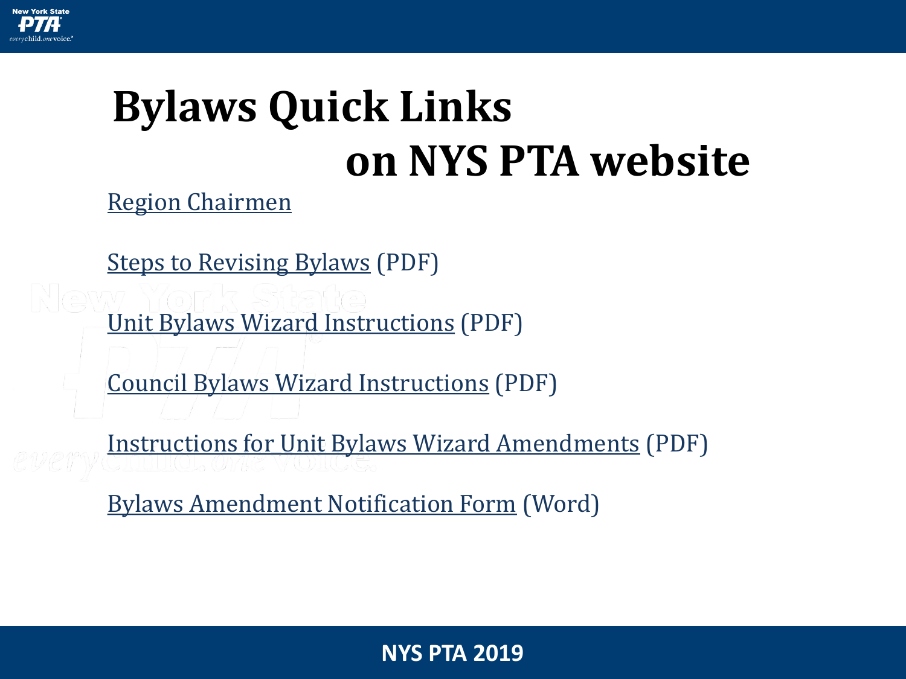# Bylaws Quick Links on NYS PTA website

Region Chairmen

Steps to Revising Bylaws (PDF)

Unit Bylaws Wizard Instructions (PDF)

Council Bylaws Wizard Instructions (PDF)

Instructions for Unit Bylaws Wizard Amendments (PDF)

Bylaws Amendment Notification Form (Word)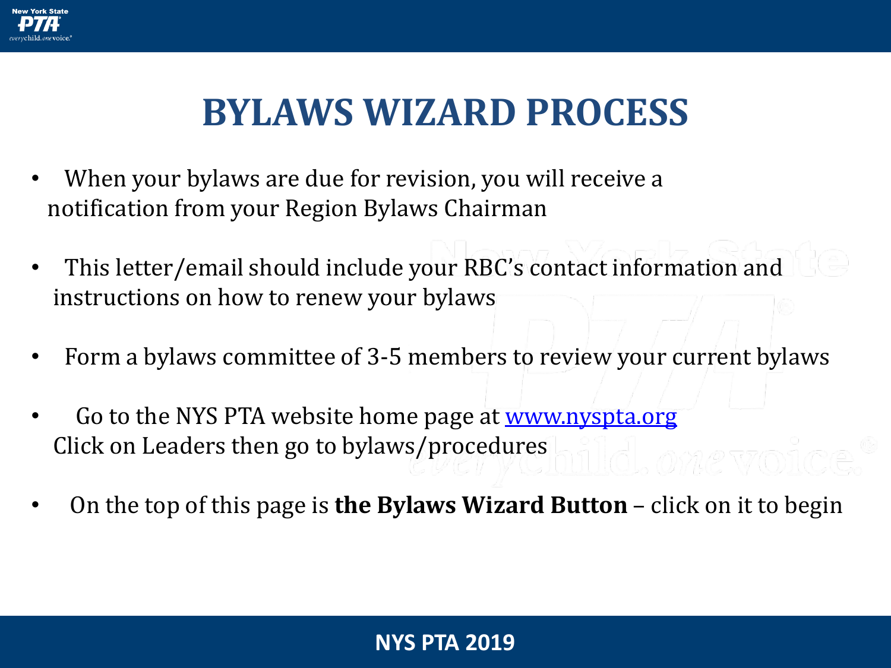# BYLAWS WIZARD PROCESS

- When your bylaws are due for revision, you will receive a notification from your Region Bylaws Chairman
- This letter/email should include your RBC's contact information and instructions on how to renew your bylaws
- Form a bylaws committee of 3-5 members to review your current bylaws
- Go to the NYS PTA website home page at [www.nyspta.org](http://www.nyspta.org) Click on Leaders then go to bylaws/procedures
- On the top of this page is **the Bylaws Wizard Button** – click on it to begin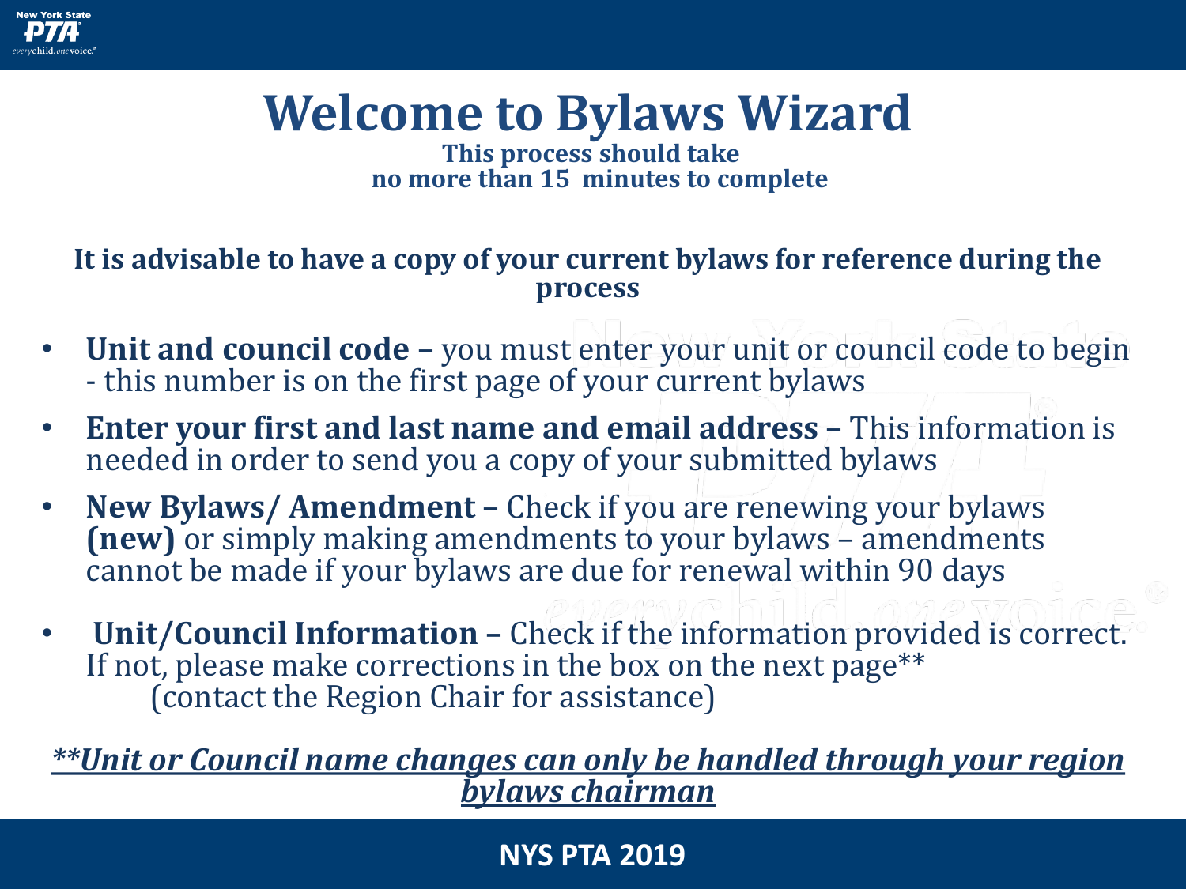# Welcome to Bylaws Wizard

**This process should take no more than 15 minutes to complete**

**It is advisable to have a copy of your current bylaws for reference during the process**

- **Unit and council code –** you must enter your unit or council code to begin - this number is on the first page of your current bylaws
- **Enter your first and last name and email address –** This information is needed in order to send you a copy of your submitted bylaws
- **New Bylaws/ Amendment –** Check if you are renewing your bylaws **(new)** or simply making amendments to your bylaws – amendments cannot be made if your bylaws are due for renewal within 90 days
- **Unit/Council Information –** Check if the information provided is correct. If not, please make corrections in the box on the next page** (contact the Region Chair for assistance)

***\*\*Unit or Council name changes can only be handled through your region bylaws chairman***

NYS PTA 2019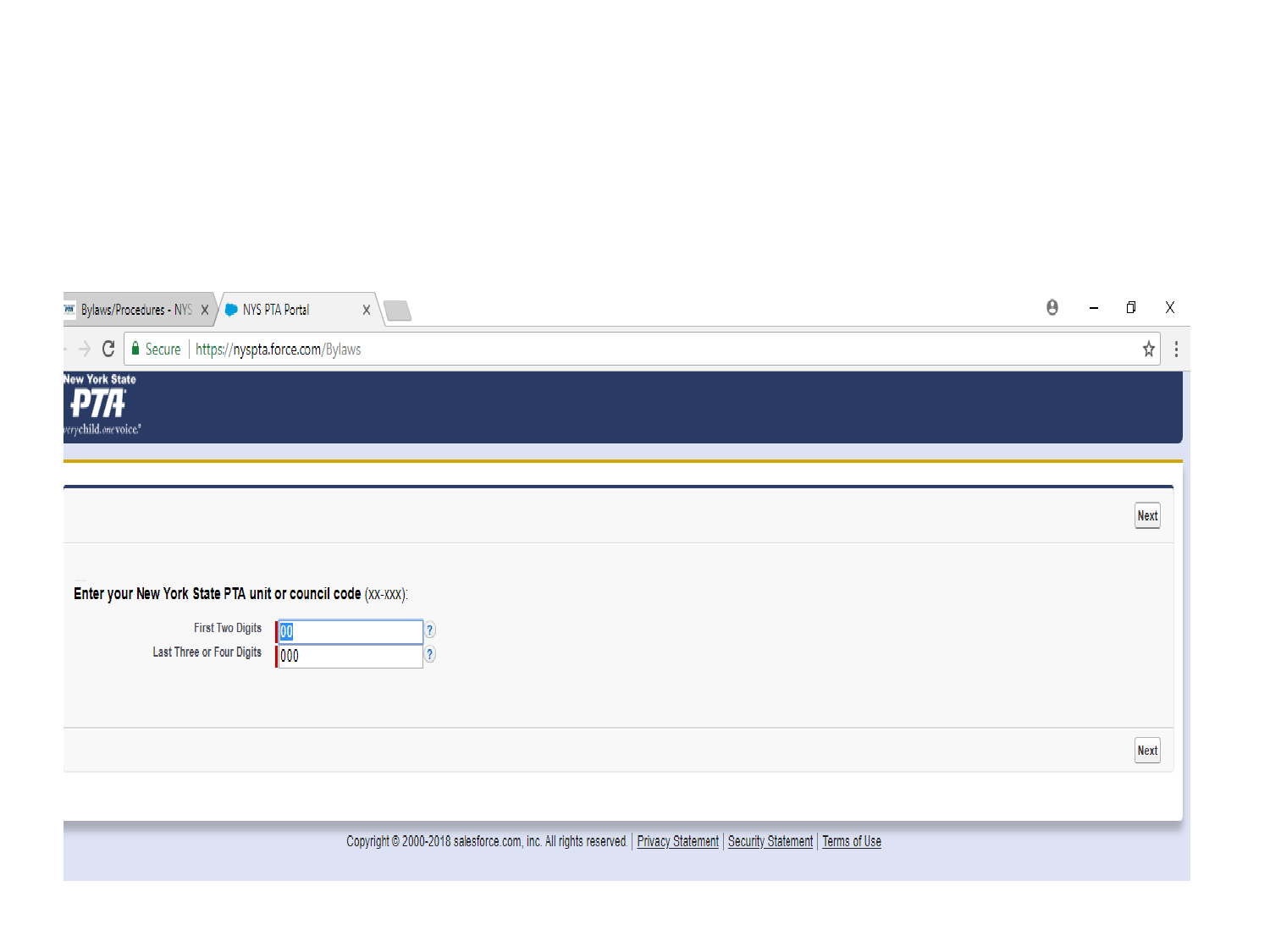Bylaws/Procedures - NYS | NYS PTA Portal

Secure | https://nyspta.force.com/Bylaws

New York State PTA everychild.onevoice.

Next

**Enter your New York State PTA unit or council code** (xx-xxx):

First Two Digits: 00

Last Three or Four Digits: 000

Next

Copyright © 2000-2018 salesforce.com, inc. All rights reserved. | Privacy Statement | Security Statement | Terms of Use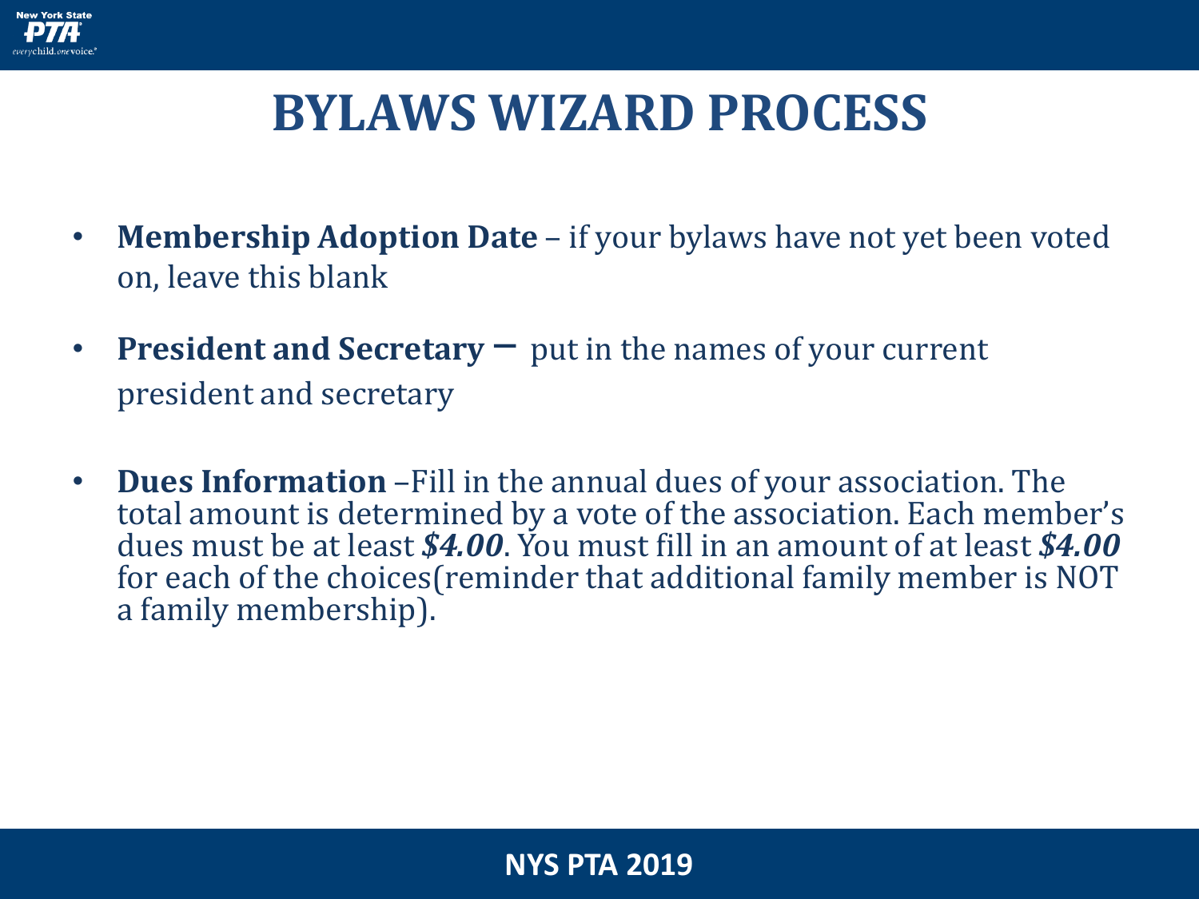# BYLAWS WIZARD PROCESS

- **Membership Adoption Date** – if your bylaws have not yet been voted on, leave this blank
- **President and Secretary** – put in the names of your current president and secretary
- **Dues Information** –Fill in the annual dues of your association. The total amount is determined by a vote of the association. Each member's dues must be at least ***$4.00***. You must fill in an amount of at least ***$4.00*** for each of the choices(reminder that additional family member is NOT a family membership).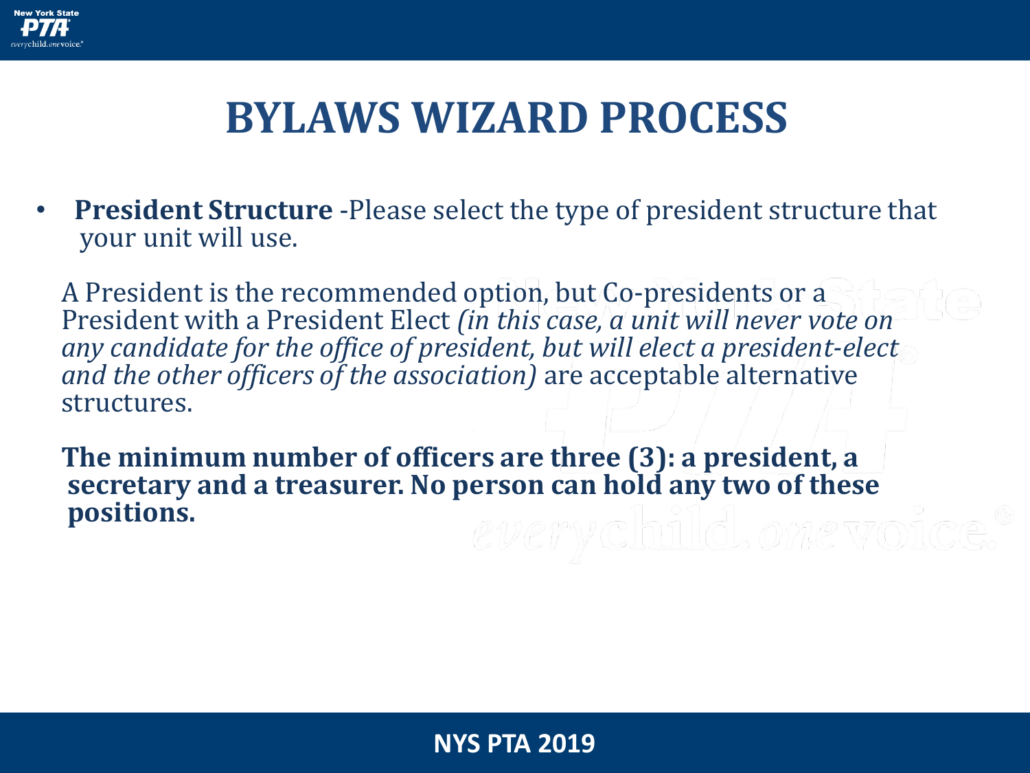# BYLAWS WIZARD PROCESS

- **President Structure** -Please select the type of president structure that your unit will use.

A President is the recommended option, but Co-presidents or a President with a President Elect *(in this case, a unit will never vote on any candidate for the office of president, but will elect a president-elect and the other officers of the association)* are acceptable alternative structures.

**The minimum number of officers are three (3): a president, a secretary and a treasurer. No person can hold any two of these positions.**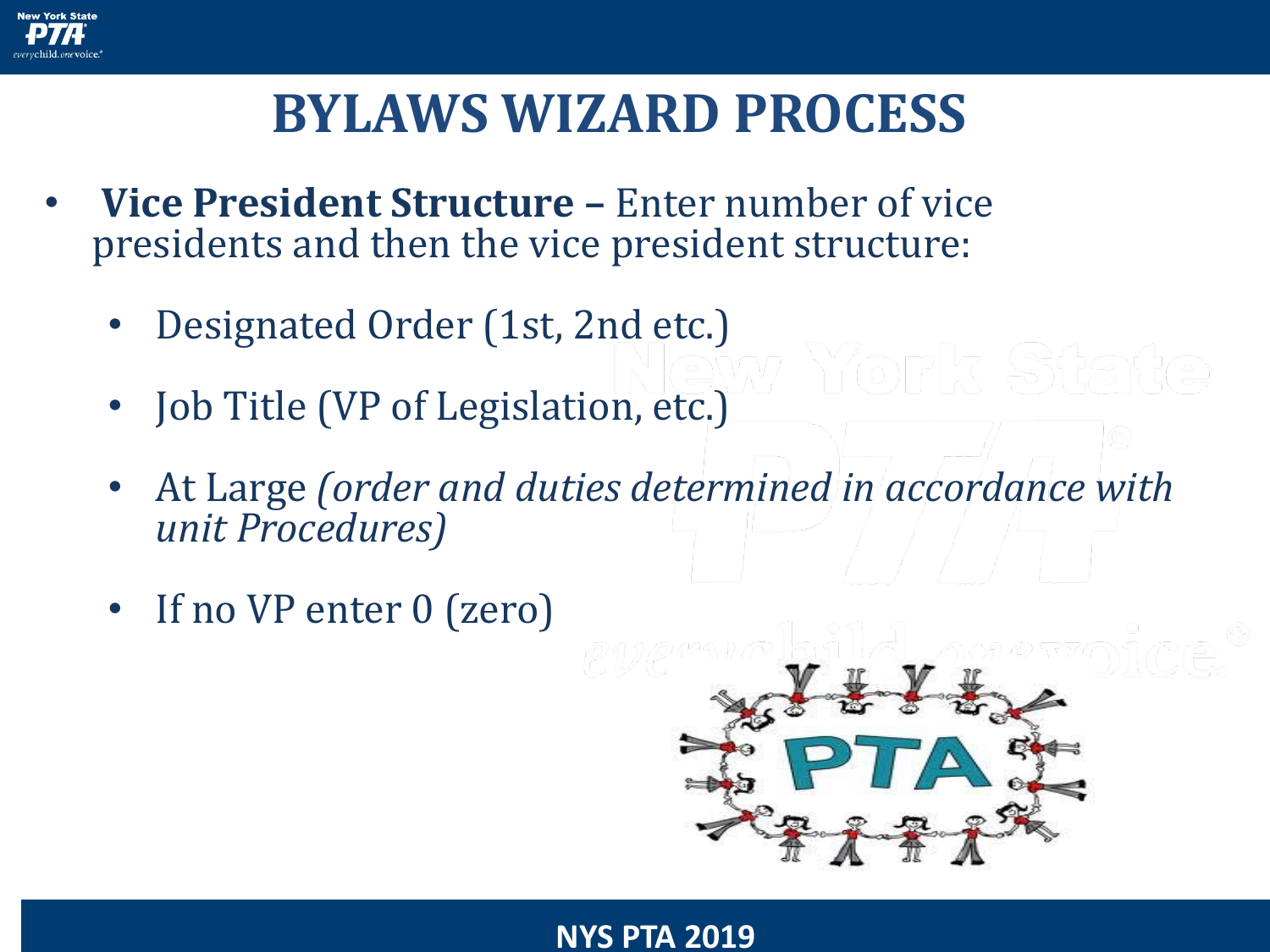# BYLAWS WIZARD PROCESS

- **Vice President Structure –** Enter number of vice presidents and then the vice president structure:
  - Designated Order (1st, 2nd etc.)
  - Job Title (VP of Legislation, etc.)
  - At Large *(order and duties determined in accordance with unit Procedures)*
  - If no VP enter 0 (zero)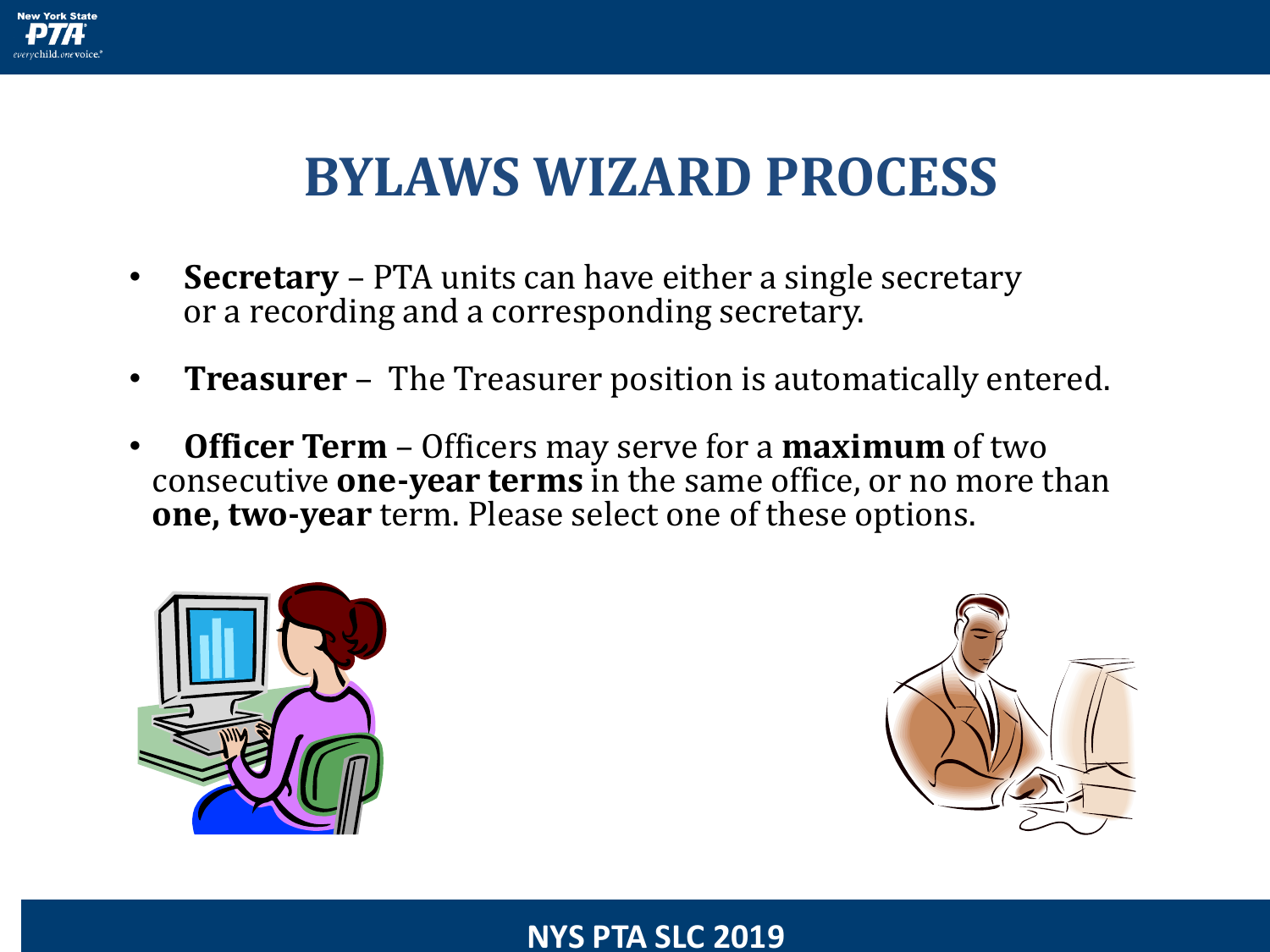# BYLAWS WIZARD PROCESS

- **Secretary** – PTA units can have either a single secretary or a recording and a corresponding secretary.
- **Treasurer** – The Treasurer position is automatically entered.
- **Officer Term** – Officers may serve for a **maximum** of two consecutive **one-year terms** in the same office, or no more than **one, two-year** term. Please select one of these options.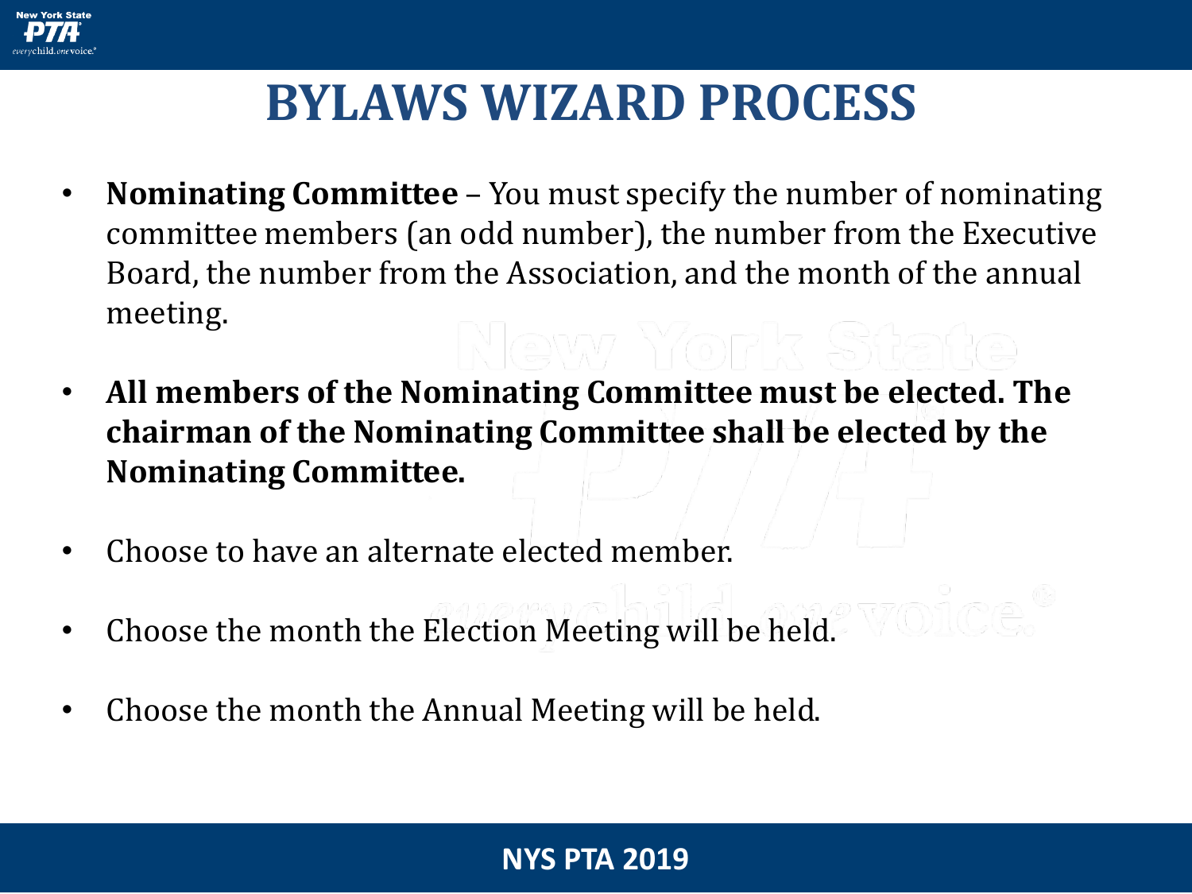# BYLAWS WIZARD PROCESS

- **Nominating Committee** – You must specify the number of nominating committee members (an odd number), the number from the Executive Board, the number from the Association, and the month of the annual meeting.
- **All members of the Nominating Committee must be elected. The chairman of the Nominating Committee shall be elected by the Nominating Committee.**
- Choose to have an alternate elected member.
- Choose the month the Election Meeting will be held.
- Choose the month the Annual Meeting will be held.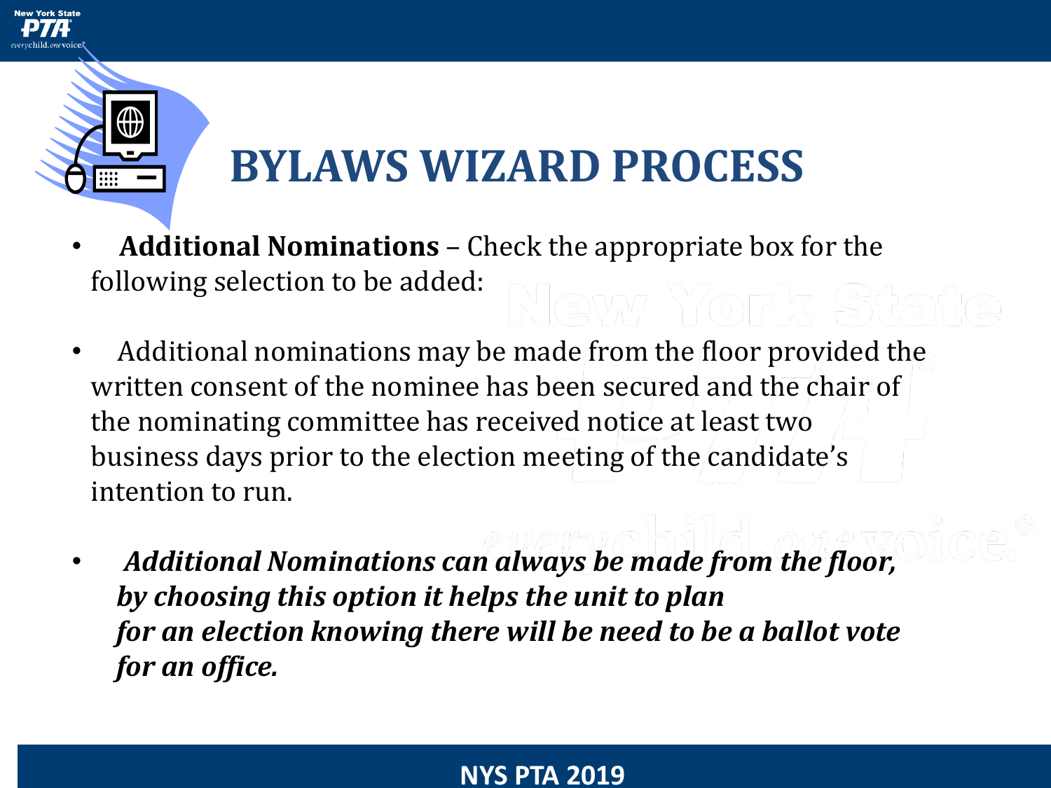# BYLAWS WIZARD PROCESS

- **Additional Nominations** – Check the appropriate box for the following selection to be added:

- Additional nominations may be made from the floor provided the written consent of the nominee has been secured and the chair of the nominating committee has received notice at least two business days prior to the election meeting of the candidate's intention to run.

- ***Additional Nominations can always be made from the floor, by choosing this option it helps the unit to plan for an election knowing there will be need to be a ballot vote for an office.***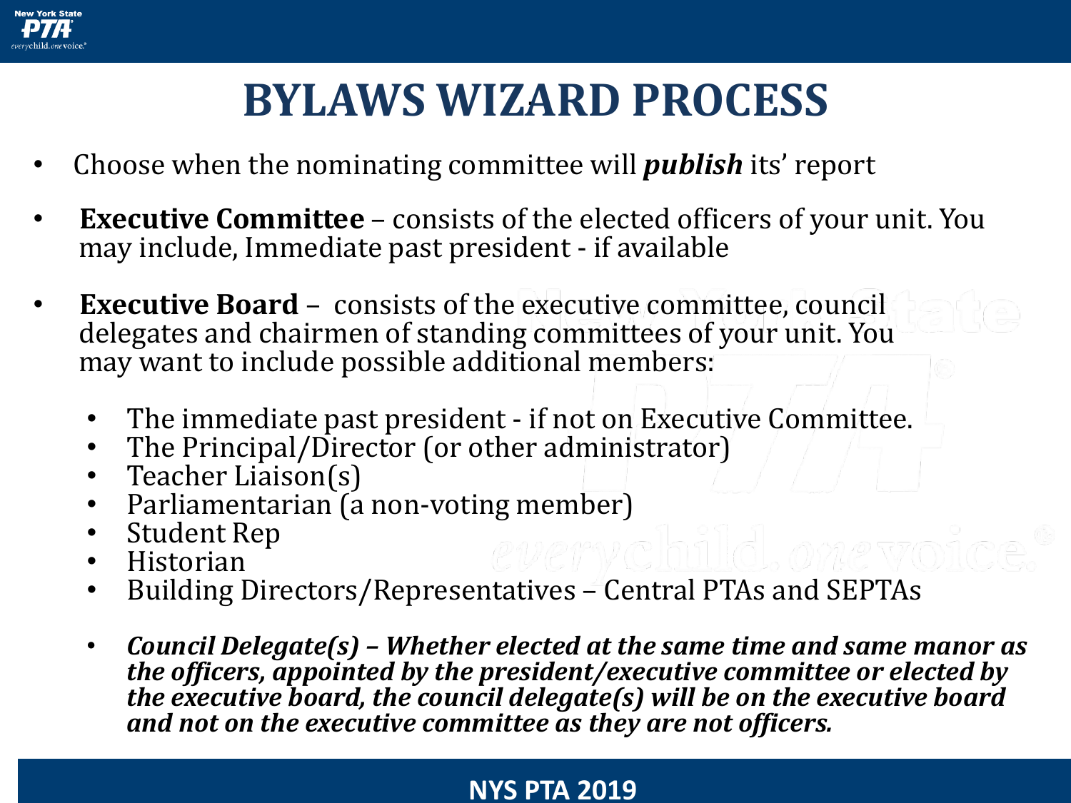# BYLAWS WIZARD PROCESS

- Choose when the nominating committee will ***publish*** its' report
- **Executive Committee** – consists of the elected officers of your unit. You may include, Immediate past president - if available
- **Executive Board** – consists of the executive committee, council delegates and chairmen of standing committees of your unit. You may want to include possible additional members:
  - The immediate past president - if not on Executive Committee.
  - The Principal/Director (or other administrator)
  - Teacher Liaison(s)
  - Parliamentarian (a non-voting member)
  - Student Rep
  - Historian
  - Building Directors/Representatives – Central PTAs and SEPTAs
  - ***Council Delegate(s) – Whether elected at the same time and same manor as the officers, appointed by the president/executive committee or elected by the executive board, the council delegate(s) will be on the executive board and not on the executive committee as they are not officers.***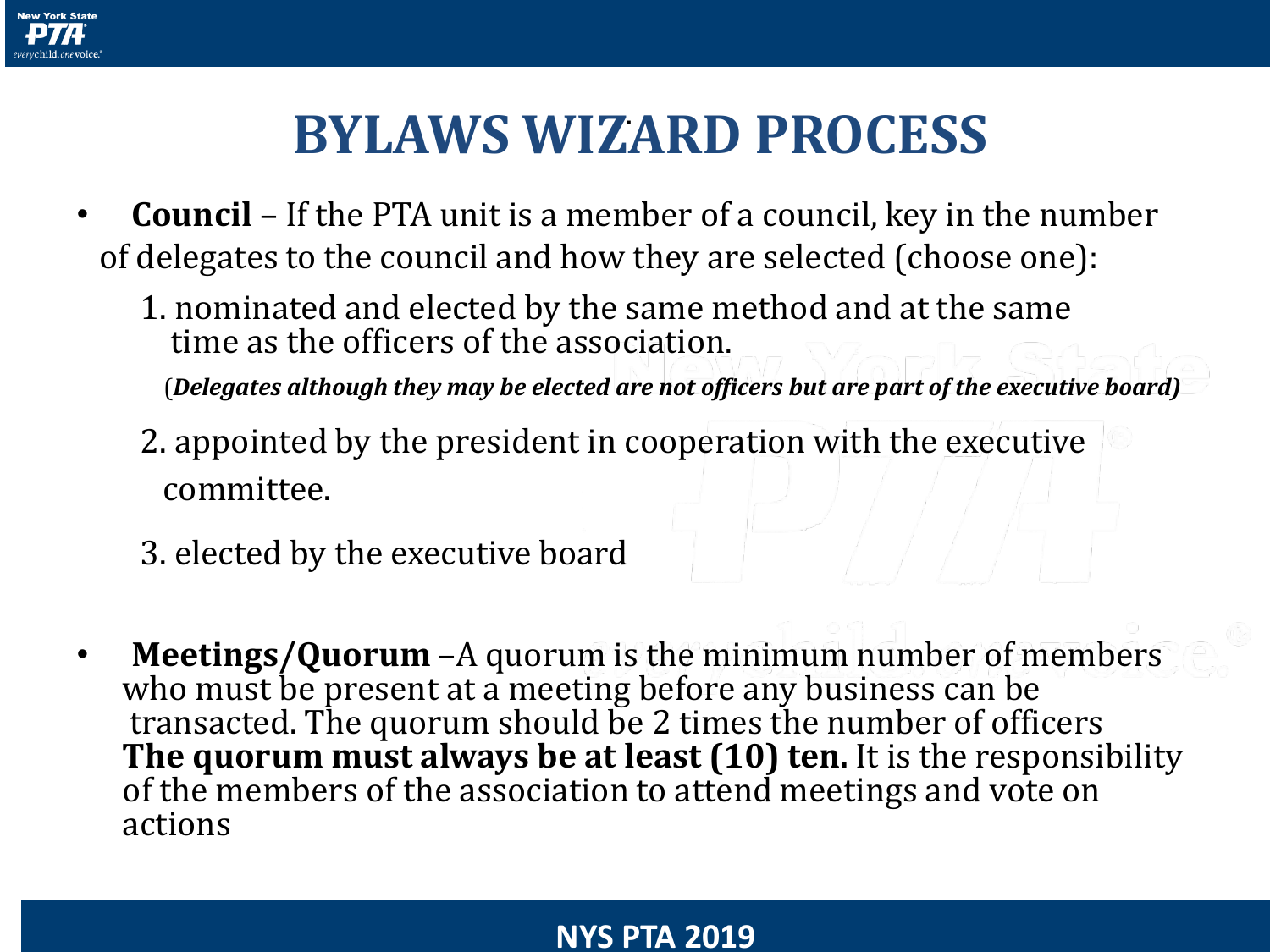# BYLAWS WIZARD PROCESS

- **Council** – If the PTA unit is a member of a council, key in the number of delegates to the council and how they are selected (choose one):

  1. nominated and elected by the same method and at the same time as the officers of the association.

     (***Delegates although they may be elected are not officers but are part of the executive board)***

  2. appointed by the president in cooperation with the executive committee.

  3. elected by the executive board

- **Meetings/Quorum** –A quorum is the minimum number of members who must be present at a meeting before any business can be transacted. The quorum should be 2 times the number of officers **The quorum must always be at least (10) ten.** It is the responsibility of the members of the association to attend meetings and vote on actions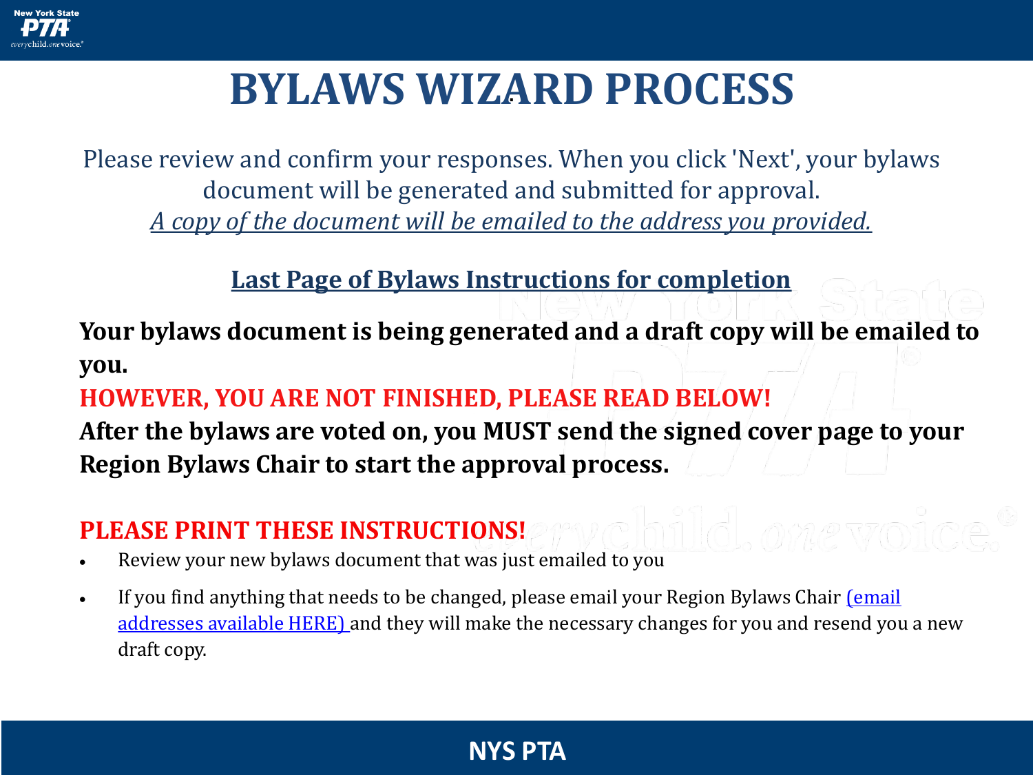# BYLAWS WIZARD PROCESS

Please review and confirm your responses. When you click 'Next', your bylaws document will be generated and submitted for approval.
*A copy of the document will be emailed to the address you provided.*

## Last Page of Bylaws Instructions for completion

**Your bylaws document is being generated and a draft copy will be emailed to you.**

**HOWEVER, YOU ARE NOT FINISHED, PLEASE READ BELOW!**

**After the bylaws are voted on, you MUST send the signed cover page to your Region Bylaws Chair to start the approval process.**

**PLEASE PRINT THESE INSTRUCTIONS!**

- Review your new bylaws document that was just emailed to you
- If you find anything that needs to be changed, please email your Region Bylaws Chair (email addresses available HERE) and they will make the necessary changes for you and resend you a new draft copy.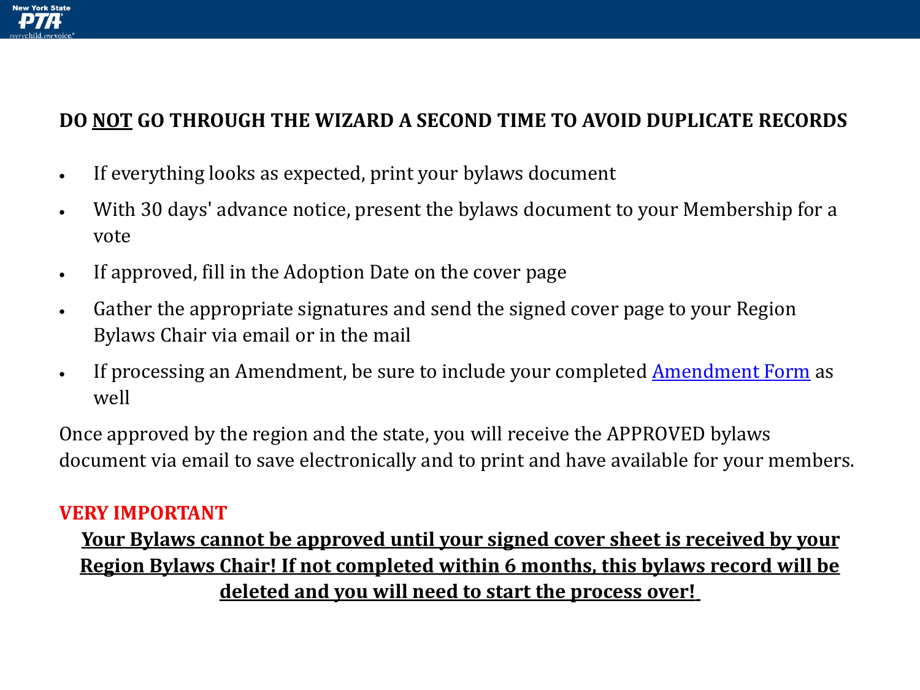**DO <u>NOT</u> GO THROUGH THE WIZARD A SECOND TIME TO AVOID DUPLICATE RECORDS**

- If everything looks as expected, print your bylaws document
- With 30 days' advance notice, present the bylaws document to your Membership for a vote
- If approved, fill in the Adoption Date on the cover page
- Gather the appropriate signatures and send the signed cover page to your Region Bylaws Chair via email or in the mail
- If processing an Amendment, be sure to include your completed Amendment Form as well

Once approved by the region and the state, you will receive the APPROVED bylaws document via email to save electronically and to print and have available for your members.

**VERY IMPORTANT**

**<u>Your Bylaws cannot be approved until your signed cover sheet is received by your Region Bylaws Chair! If not completed within 6 months, this bylaws record will be deleted and you will need to start the process over!</u>**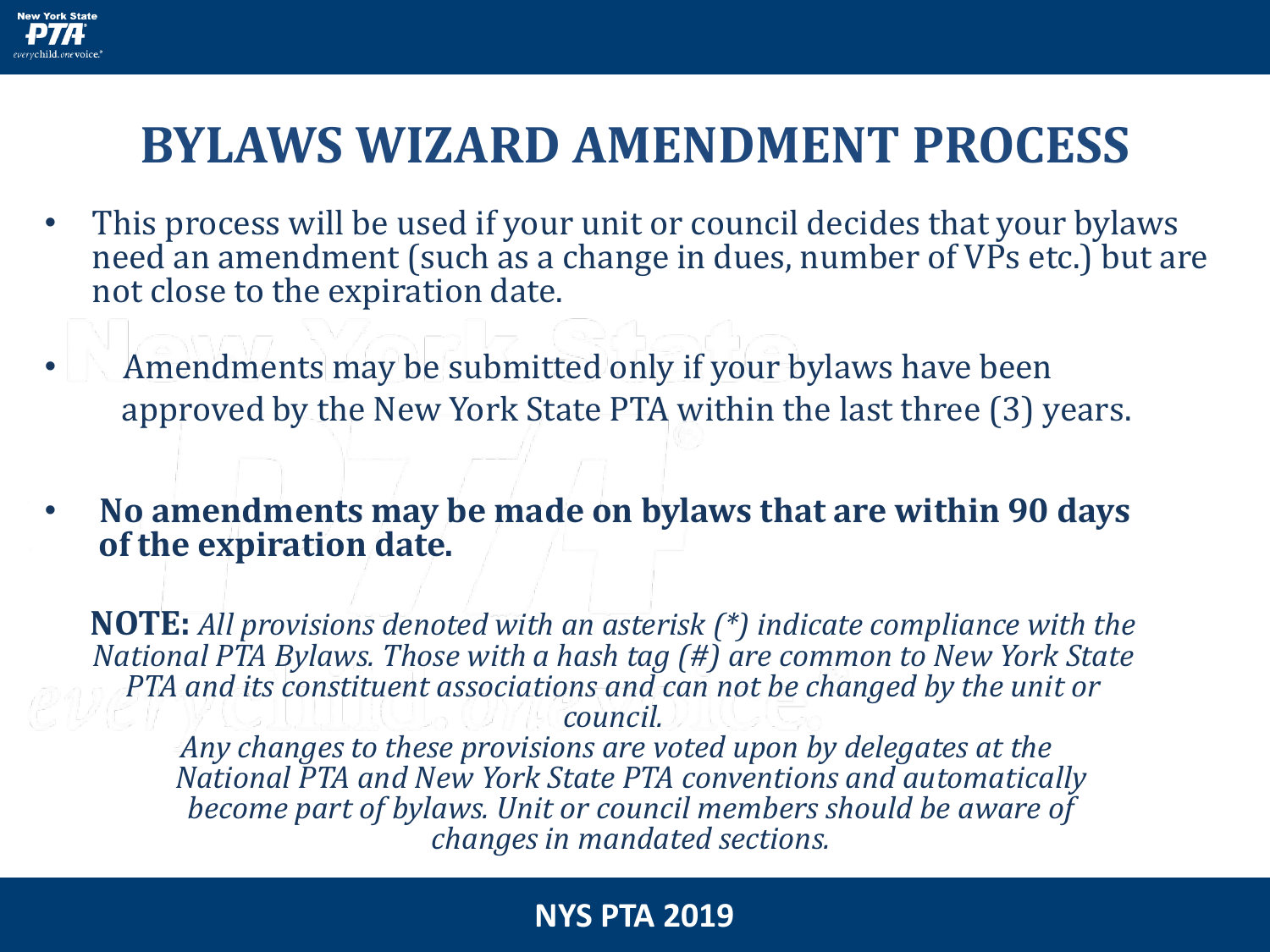# BYLAWS WIZARD AMENDMENT PROCESS

- This process will be used if your unit or council decides that your bylaws need an amendment (such as a change in dues, number of VPs etc.) but are not close to the expiration date.
- Amendments may be submitted only if your bylaws have been approved by the New York State PTA within the last three (3) years.
- **No amendments may be made on bylaws that are within 90 days of the expiration date.**

**NOTE:** *All provisions denoted with an asterisk (*) indicate compliance with the National PTA Bylaws. Those with a hash tag (#) are common to New York State PTA and its constituent associations and can not be changed by the unit or council.*

*Any changes to these provisions are voted upon by delegates at the National PTA and New York State PTA conventions and automatically become part of bylaws. Unit or council members should be aware of changes in mandated sections.*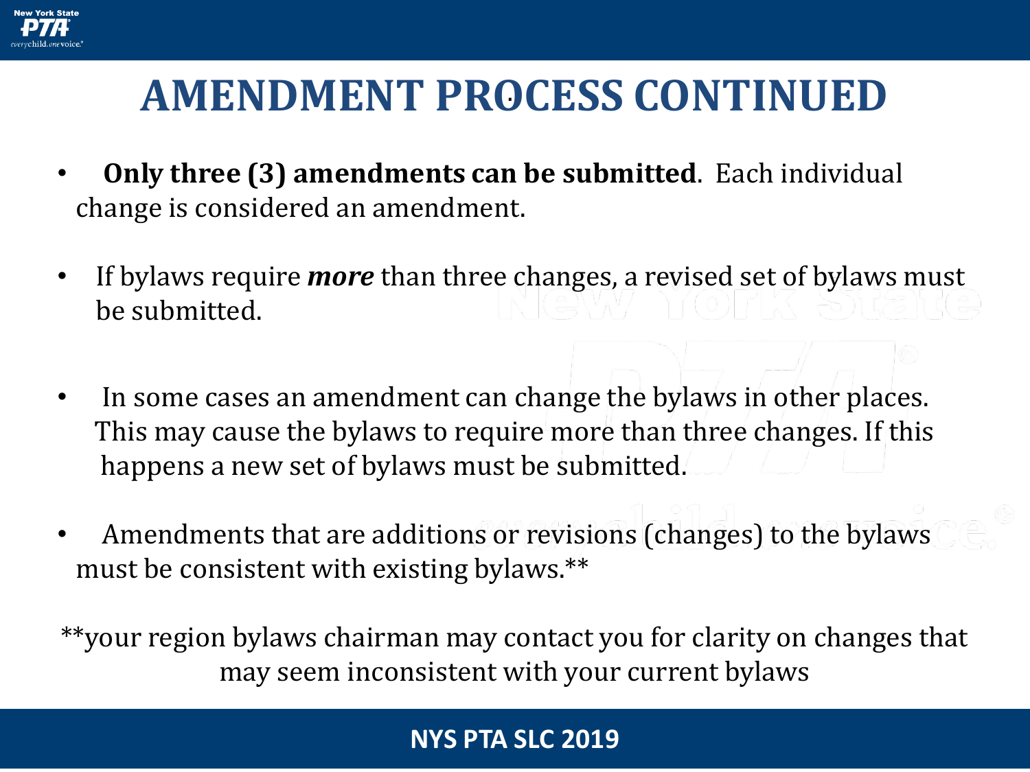# AMENDMENT PROCESS CONTINUED

- **Only three (3) amendments can be submitted**. Each individual change is considered an amendment.
- If bylaws require ***more*** than three changes, a revised set of bylaws must be submitted.
- In some cases an amendment can change the bylaws in other places. This may cause the bylaws to require more than three changes. If this happens a new set of bylaws must be submitted.
- Amendments that are additions or revisions (changes) to the bylaws must be consistent with existing bylaws.**

**your region bylaws chairman may contact you for clarity on changes that may seem inconsistent with your current bylaws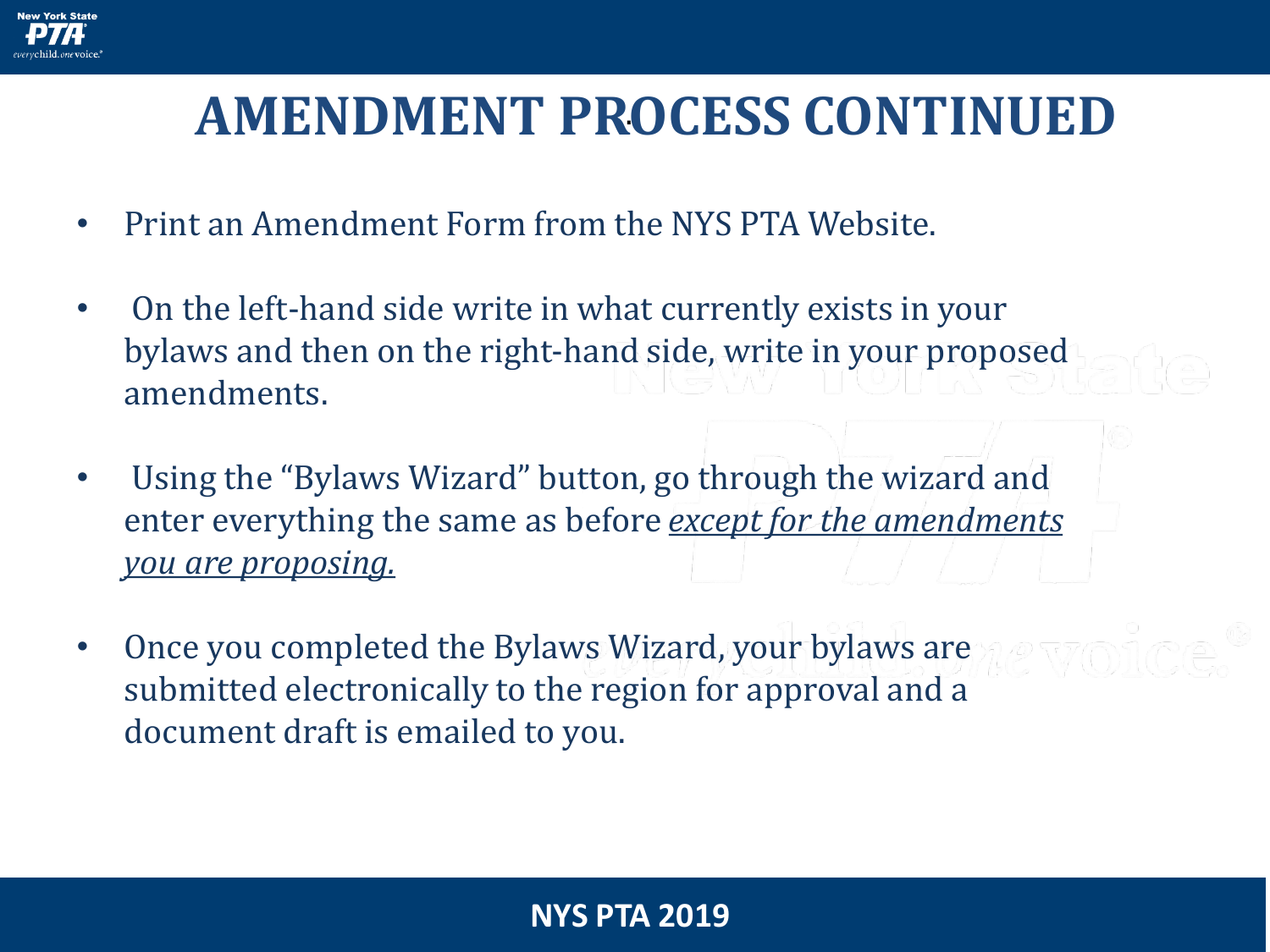# AMENDMENT PROCESS CONTINUED

- Print an Amendment Form from the NYS PTA Website.
- On the left-hand side write in what currently exists in your bylaws and then on the right-hand side, write in your proposed amendments.
- Using the "Bylaws Wizard" button, go through the wizard and enter everything the same as before *except for the amendments you are proposing.*
- Once you completed the Bylaws Wizard, your bylaws are submitted electronically to the region for approval and a document draft is emailed to you.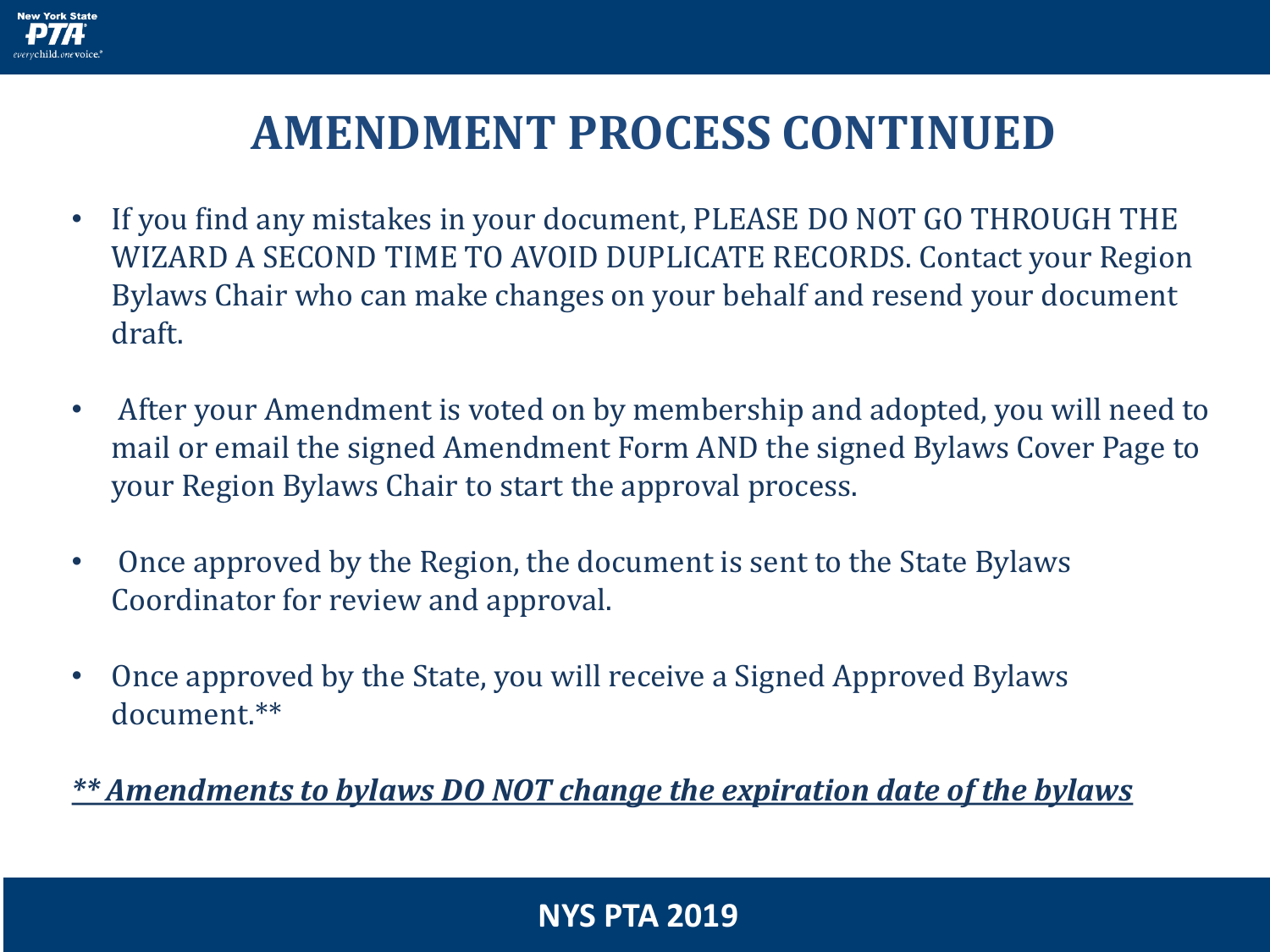# AMENDMENT PROCESS CONTINUED

- If you find any mistakes in your document, PLEASE DO NOT GO THROUGH THE WIZARD A SECOND TIME TO AVOID DUPLICATE RECORDS. Contact your Region Bylaws Chair who can make changes on your behalf and resend your document draft.

- After your Amendment is voted on by membership and adopted, you will need to mail or email the signed Amendment Form AND the signed Bylaws Cover Page to your Region Bylaws Chair to start the approval process.

- Once approved by the Region, the document is sent to the State Bylaws Coordinator for review and approval.

- Once approved by the State, you will receive a Signed Approved Bylaws document.**

***\*\* Amendments to bylaws DO NOT change the expiration date of the bylaws***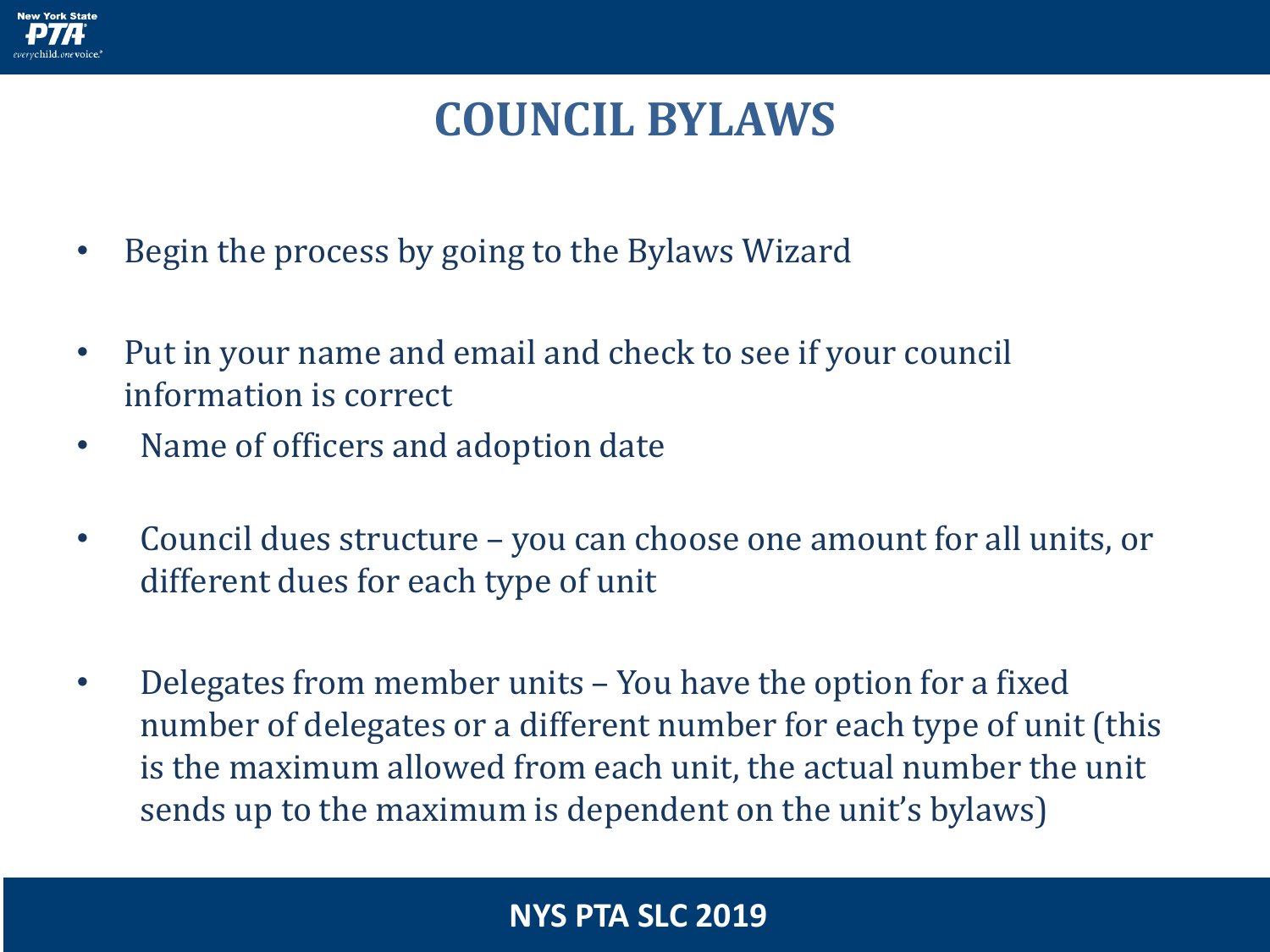# COUNCIL BYLAWS

- Begin the process by going to the Bylaws Wizard
- Put in your name and email and check to see if your council information is correct
- Name of officers and adoption date
- Council dues structure – you can choose one amount for all units, or different dues for each type of unit
- Delegates from member units – You have the option for a fixed number of delegates or a different number for each type of unit (this is the maximum allowed from each unit, the actual number the unit sends up to the maximum is dependent on the unit's bylaws)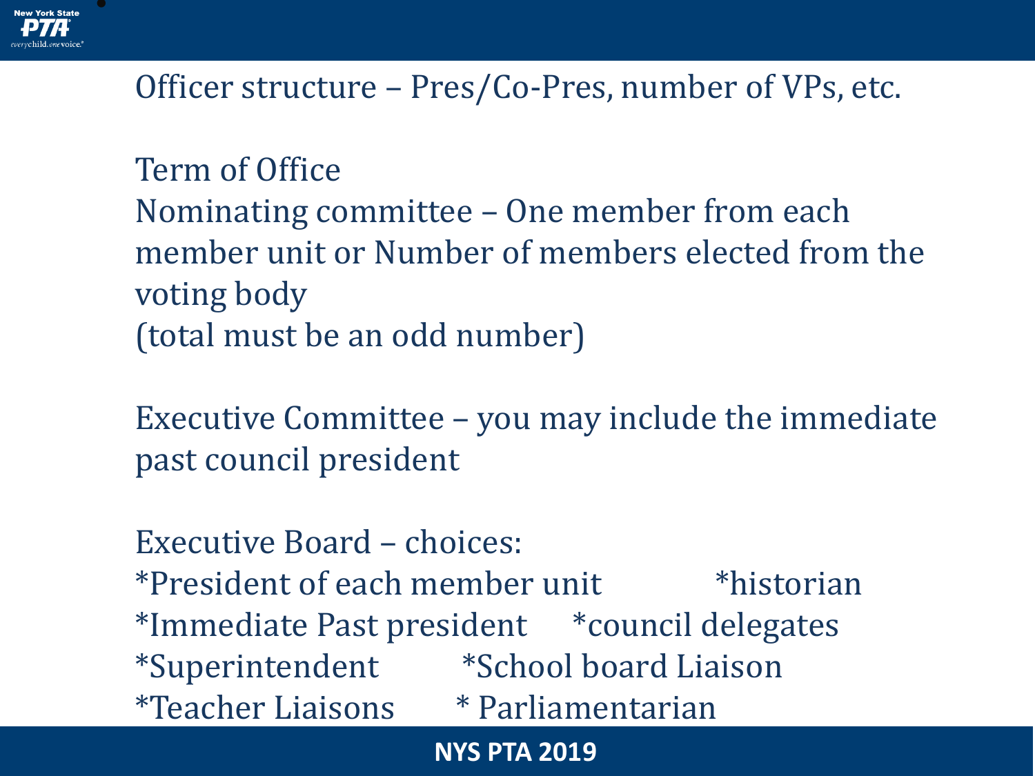Officer structure – Pres/Co-Pres, number of VPs, etc.

Term of Office

Nominating committee – One member from each member unit or Number of members elected from the voting body
(total must be an odd number)

Executive Committee – you may include the immediate past council president

Executive Board – choices:

*President of each member unit
*Immediate Past president
*Superintendent
*Teacher Liaisons
*historian
*council delegates
*School board Liaison
* Parliamentarian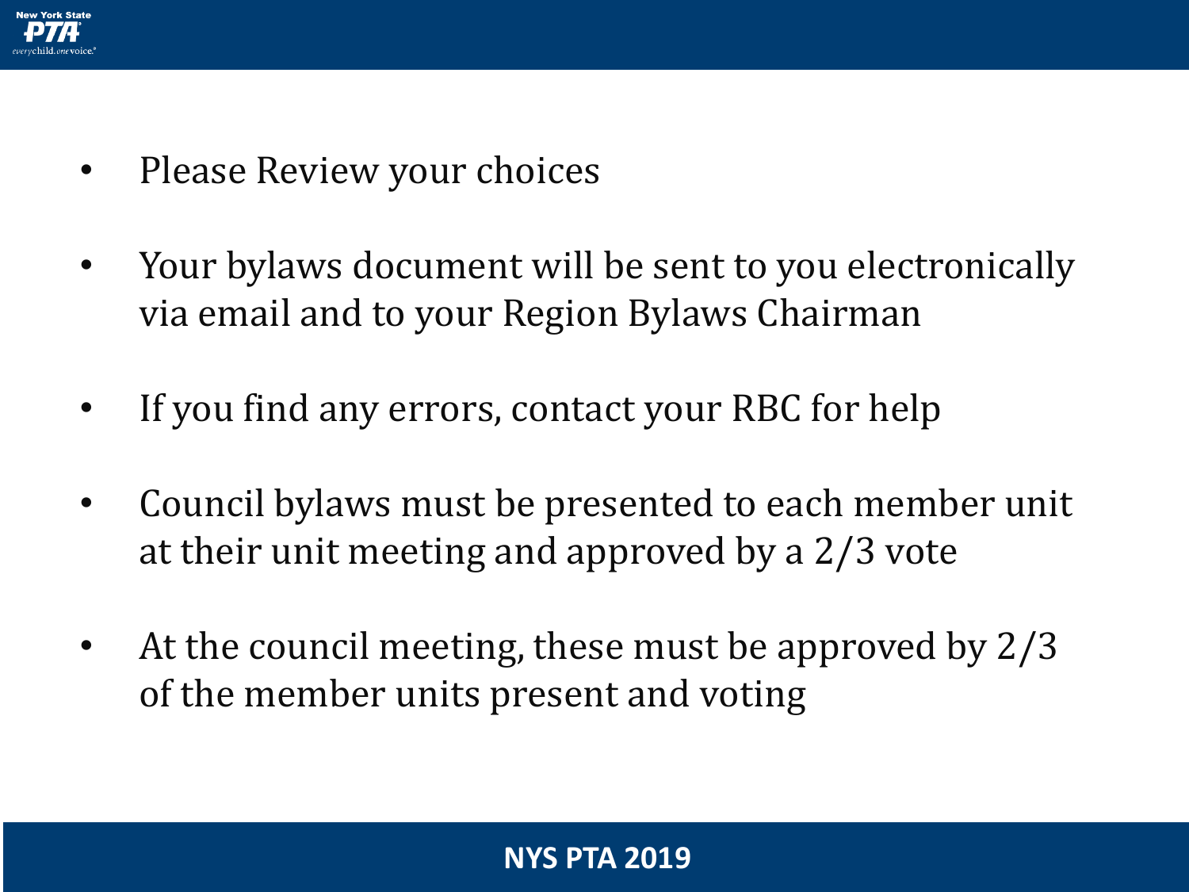- Please Review your choices
- Your bylaws document will be sent to you electronically via email and to your Region Bylaws Chairman
- If you find any errors, contact your RBC for help
- Council bylaws must be presented to each member unit at their unit meeting and approved by a 2/3 vote
- At the council meeting, these must be approved by 2/3 of the member units present and voting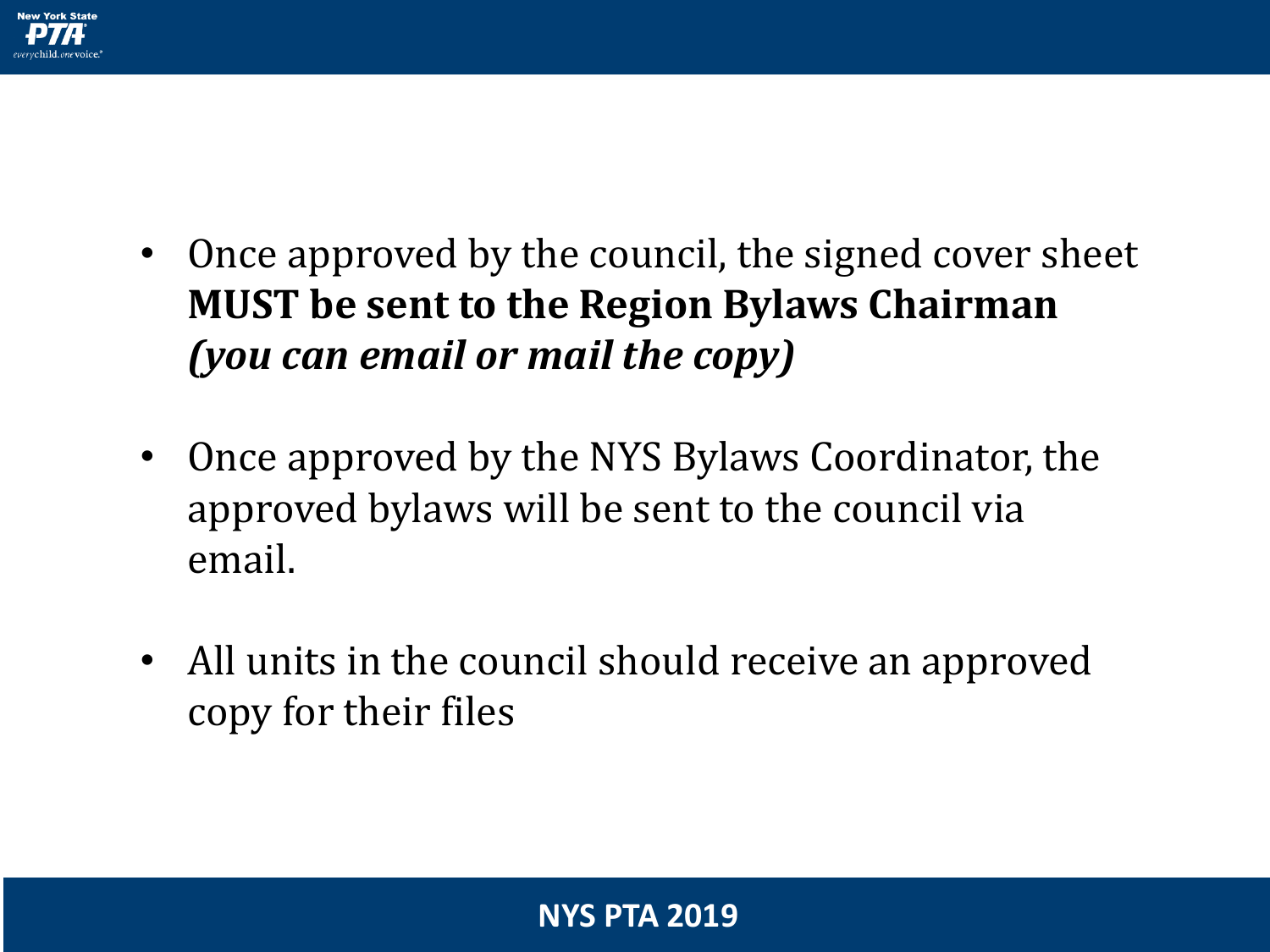- Once approved by the council, the signed cover sheet **MUST be sent to the Region Bylaws Chairman** ***(you can email or mail the copy)***
- Once approved by the NYS Bylaws Coordinator, the approved bylaws will be sent to the council via email.
- All units in the council should receive an approved copy for their files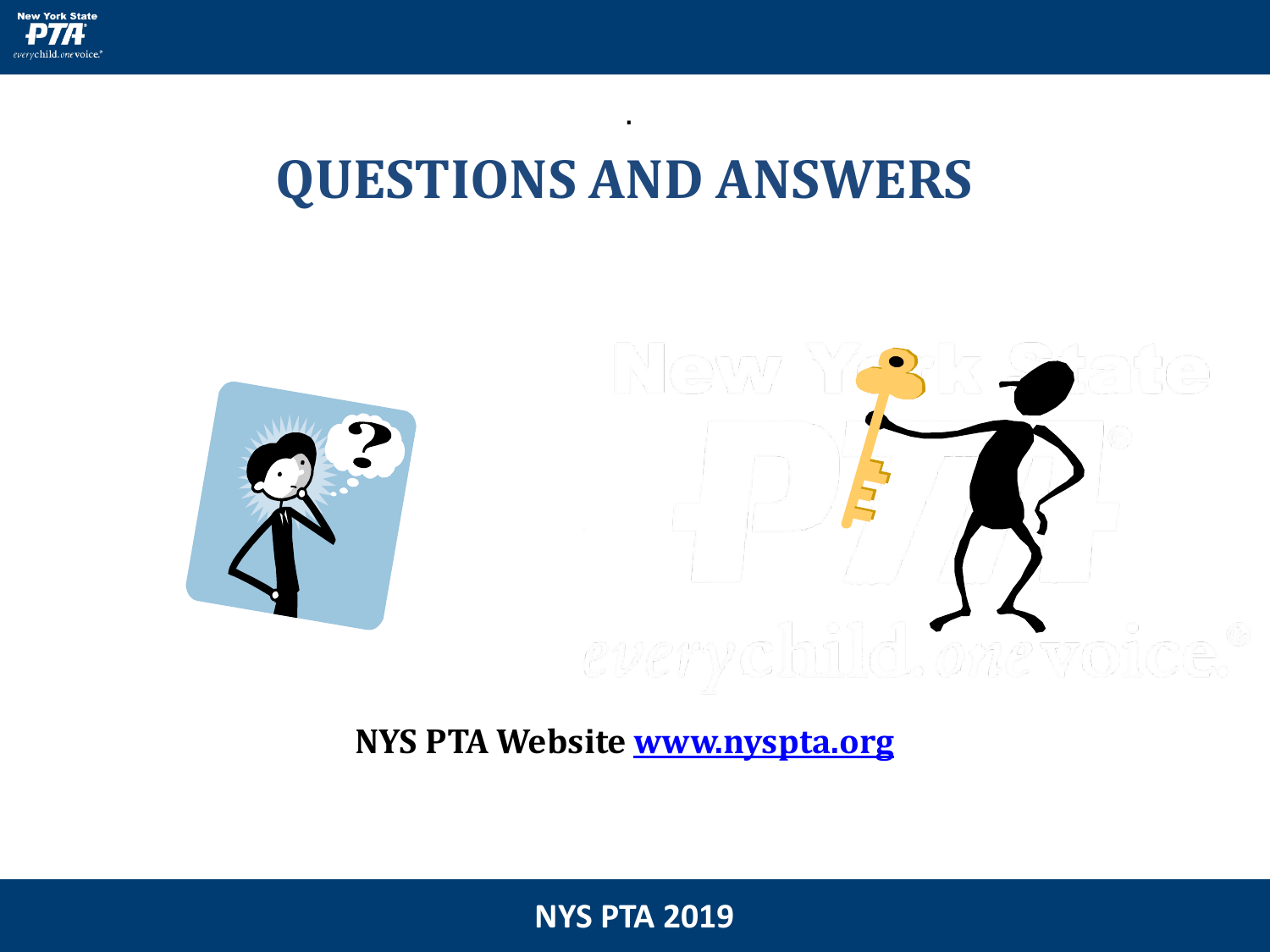# QUESTIONS AND ANSWERS

**NYS PTA Website [www.nyspta.org](http://www.nyspta.org)**